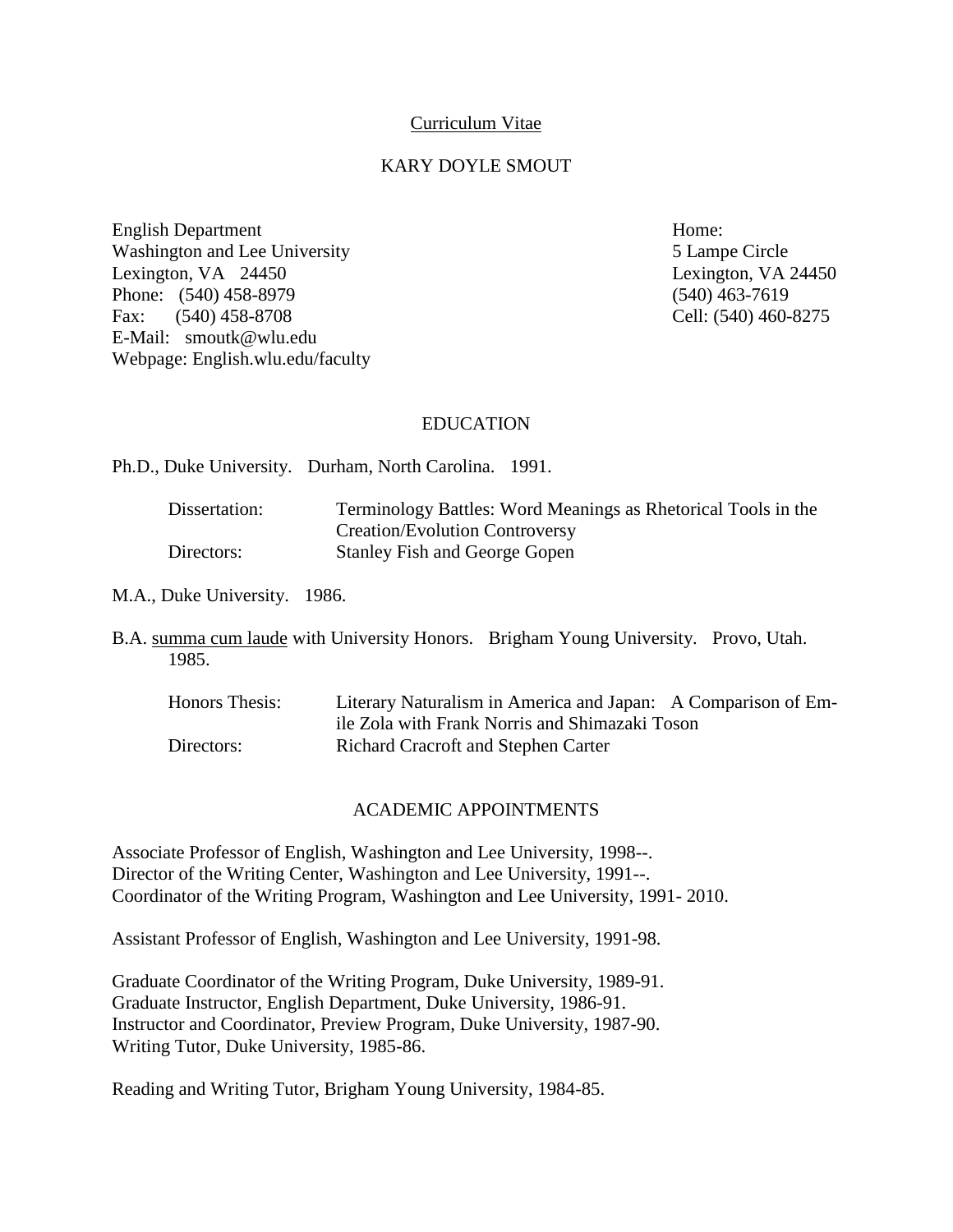Curriculum Vitae

# KARY DOYLE SMOUT

English Department
Washington and Lee University
Lexington, VA 24450
Phone: (540) 458-8979
Fax: (540) 458-8708
E-Mail: smoutk@wlu.edu
Webpage: English.wlu.edu/faculty

Home:
5 Lampe Circle
Lexington, VA 24450
(540) 463-7619
Cell: (540) 460-8275

## EDUCATION

Ph.D., Duke University. Durham, North Carolina. 1991.

| | |
|---|---|
| Dissertation: | Terminology Battles: Word Meanings as Rhetorical Tools in the Creation/Evolution Controversy |
| Directors: | Stanley Fish and George Gopen |

M.A., Duke University. 1986.

B.A. summa cum laude with University Honors. Brigham Young University. Provo, Utah. 1985.

| | |
|---|---|
| Honors Thesis: | Literary Naturalism in America and Japan: A Comparison of Emile Zola with Frank Norris and Shimazaki Toson |
| Directors: | Richard Cracroft and Stephen Carter |

## ACADEMIC APPOINTMENTS

Associate Professor of English, Washington and Lee University, 1998--.
Director of the Writing Center, Washington and Lee University, 1991--.
Coordinator of the Writing Program, Washington and Lee University, 1991- 2010.

Assistant Professor of English, Washington and Lee University, 1991-98.

Graduate Coordinator of the Writing Program, Duke University, 1989-91.
Graduate Instructor, English Department, Duke University, 1986-91.
Instructor and Coordinator, Preview Program, Duke University, 1987-90.
Writing Tutor, Duke University, 1985-86.

Reading and Writing Tutor, Brigham Young University, 1984-85.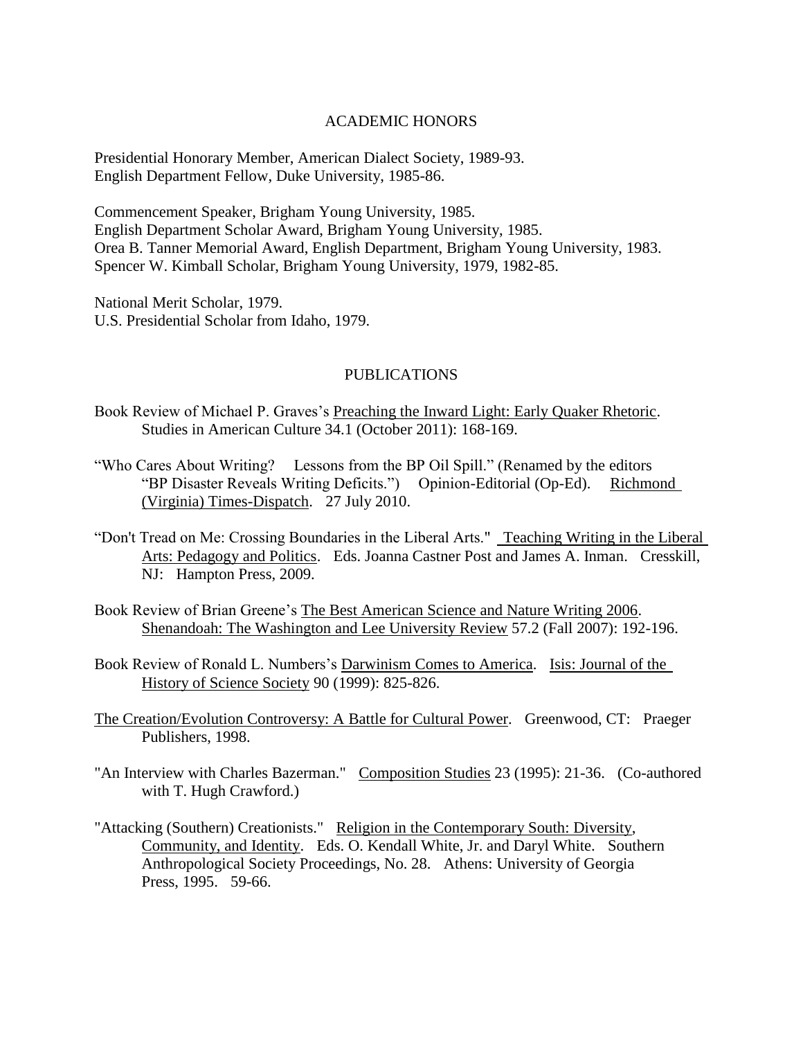## ACADEMIC HONORS

Presidential Honorary Member, American Dialect Society, 1989-93.
English Department Fellow, Duke University, 1985-86.

Commencement Speaker, Brigham Young University, 1985.
English Department Scholar Award, Brigham Young University, 1985.
Orea B. Tanner Memorial Award, English Department, Brigham Young University, 1983.
Spencer W. Kimball Scholar, Brigham Young University, 1979, 1982-85.

National Merit Scholar, 1979.
U.S. Presidential Scholar from Idaho, 1979.

## PUBLICATIONS

Book Review of Michael P. Graves's Preaching the Inward Light: Early Quaker Rhetoric. Studies in American Culture 34.1 (October 2011): 168-169.

"Who Cares About Writing? Lessons from the BP Oil Spill." (Renamed by the editors "BP Disaster Reveals Writing Deficits.") Opinion-Editorial (Op-Ed). Richmond (Virginia) Times-Dispatch. 27 July 2010.

"Don't Tread on Me: Crossing Boundaries in the Liberal Arts." Teaching Writing in the Liberal Arts: Pedagogy and Politics. Eds. Joanna Castner Post and James A. Inman. Cresskill, NJ: Hampton Press, 2009.

Book Review of Brian Greene's The Best American Science and Nature Writing 2006. Shenandoah: The Washington and Lee University Review 57.2 (Fall 2007): 192-196.

Book Review of Ronald L. Numbers's Darwinism Comes to America. Isis: Journal of the History of Science Society 90 (1999): 825-826.

The Creation/Evolution Controversy: A Battle for Cultural Power. Greenwood, CT: Praeger Publishers, 1998.

"An Interview with Charles Bazerman." Composition Studies 23 (1995): 21-36. (Co-authored with T. Hugh Crawford.)

"Attacking (Southern) Creationists." Religion in the Contemporary South: Diversity, Community, and Identity. Eds. O. Kendall White, Jr. and Daryl White. Southern Anthropological Society Proceedings, No. 28. Athens: University of Georgia Press, 1995. 59-66.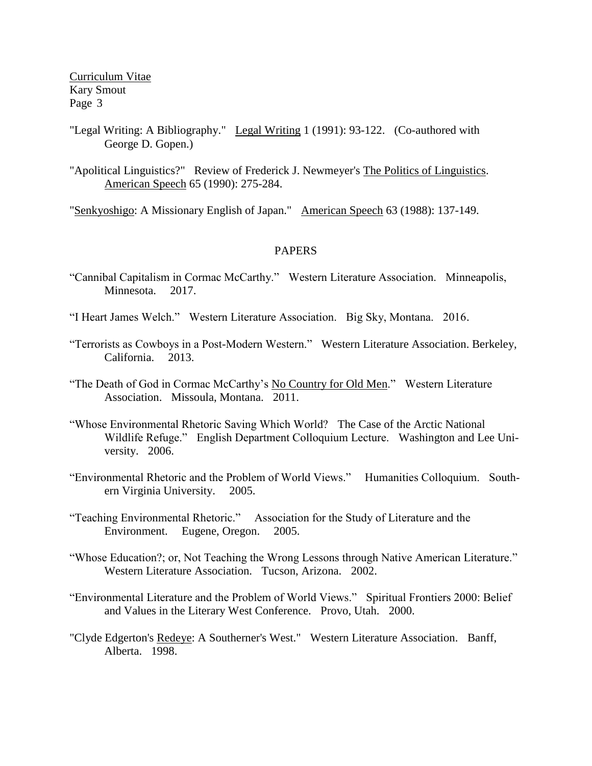"Legal Writing: A Bibliography." Legal Writing 1 (1991): 93-122. (Co-authored with George D. Gopen.)

"Apolitical Linguistics?" Review of Frederick J. Newmeyer's The Politics of Linguistics. American Speech 65 (1990): 275-284.

"Senkyoshigo: A Missionary English of Japan." American Speech 63 (1988): 137-149.

## PAPERS

"Cannibal Capitalism in Cormac McCarthy." Western Literature Association. Minneapolis, Minnesota. 2017.

"I Heart James Welch." Western Literature Association. Big Sky, Montana. 2016.

"Terrorists as Cowboys in a Post-Modern Western." Western Literature Association. Berkeley, California. 2013.

"The Death of God in Cormac McCarthy's No Country for Old Men." Western Literature Association. Missoula, Montana. 2011.

"Whose Environmental Rhetoric Saving Which World? The Case of the Arctic National Wildlife Refuge." English Department Colloquium Lecture. Washington and Lee University. 2006.

"Environmental Rhetoric and the Problem of World Views." Humanities Colloquium. Southern Virginia University. 2005.

"Teaching Environmental Rhetoric." Association for the Study of Literature and the Environment. Eugene, Oregon. 2005.

"Whose Education?; or, Not Teaching the Wrong Lessons through Native American Literature." Western Literature Association. Tucson, Arizona. 2002.

"Environmental Literature and the Problem of World Views." Spiritual Frontiers 2000: Belief and Values in the Literary West Conference. Provo, Utah. 2000.

"Clyde Edgerton's Redeye: A Southerner's West." Western Literature Association. Banff, Alberta. 1998.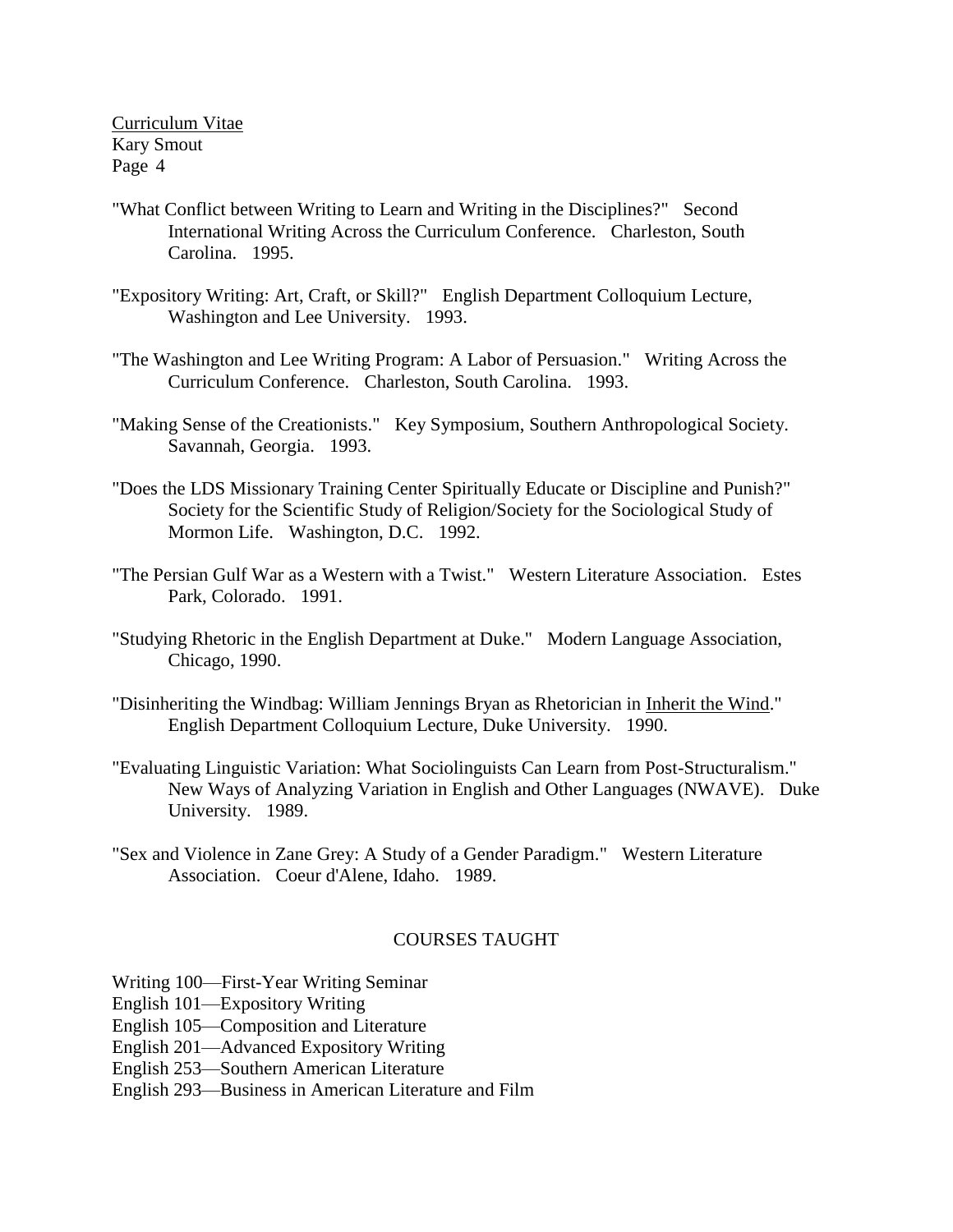"What Conflict between Writing to Learn and Writing in the Disciplines?" Second International Writing Across the Curriculum Conference. Charleston, South Carolina. 1995.

"Expository Writing: Art, Craft, or Skill?" English Department Colloquium Lecture, Washington and Lee University. 1993.

"The Washington and Lee Writing Program: A Labor of Persuasion." Writing Across the Curriculum Conference. Charleston, South Carolina. 1993.

"Making Sense of the Creationists." Key Symposium, Southern Anthropological Society. Savannah, Georgia. 1993.

"Does the LDS Missionary Training Center Spiritually Educate or Discipline and Punish?" Society for the Scientific Study of Religion/Society for the Sociological Study of Mormon Life. Washington, D.C. 1992.

"The Persian Gulf War as a Western with a Twist." Western Literature Association. Estes Park, Colorado. 1991.

"Studying Rhetoric in the English Department at Duke." Modern Language Association, Chicago, 1990.

"Disinheriting the Windbag: William Jennings Bryan as Rhetorician in Inherit the Wind." English Department Colloquium Lecture, Duke University. 1990.

"Evaluating Linguistic Variation: What Sociolinguists Can Learn from Post-Structuralism." New Ways of Analyzing Variation in English and Other Languages (NWAVE). Duke University. 1989.

"Sex and Violence in Zane Grey: A Study of a Gender Paradigm." Western Literature Association. Coeur d'Alene, Idaho. 1989.

## COURSES TAUGHT

Writing 100—First-Year Writing Seminar
English 101—Expository Writing
English 105—Composition and Literature
English 201—Advanced Expository Writing
English 253—Southern American Literature
English 293—Business in American Literature and Film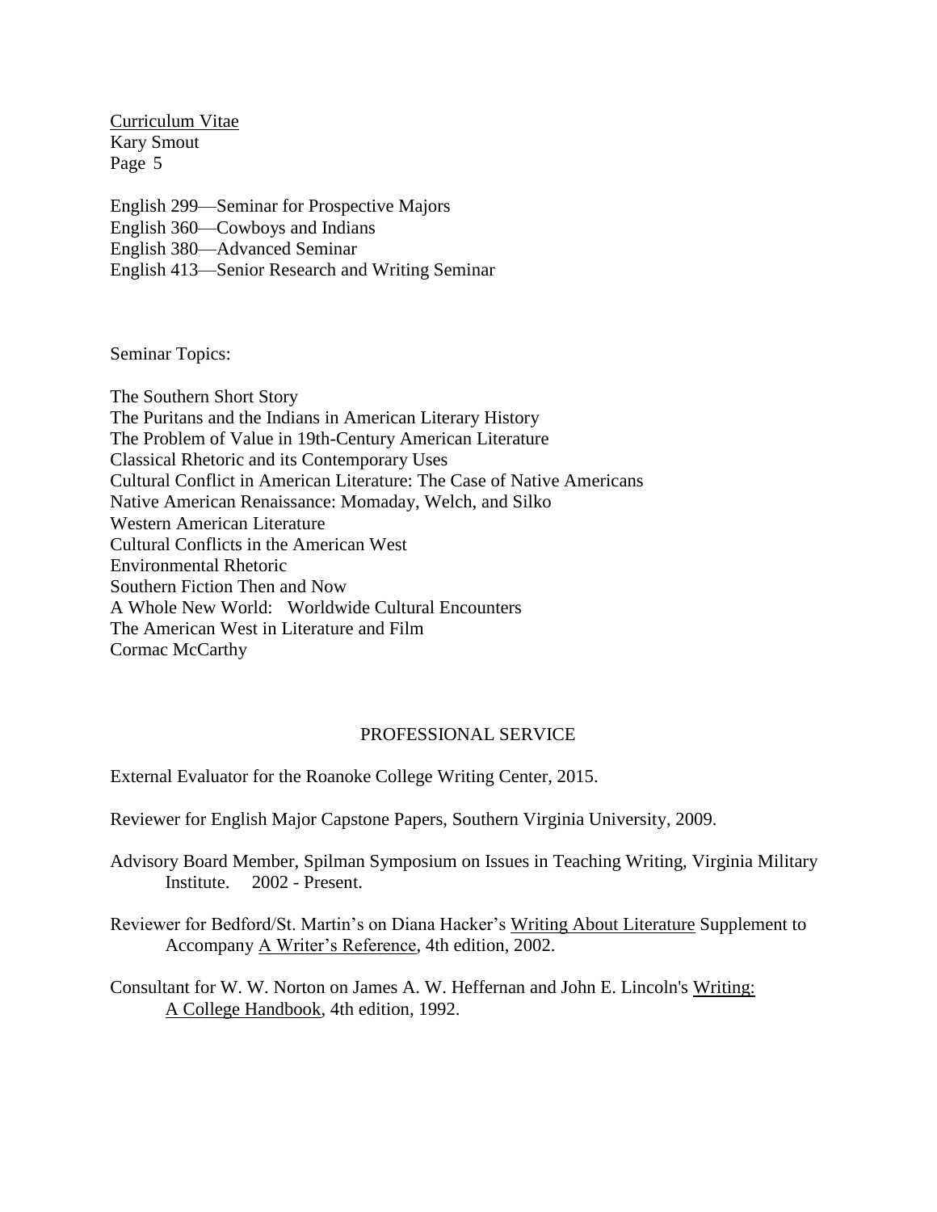English 299—Seminar for Prospective Majors
English 360—Cowboys and Indians
English 380—Advanced Seminar
English 413—Senior Research and Writing Seminar

Seminar Topics:

The Southern Short Story
The Puritans and the Indians in American Literary History
The Problem of Value in 19th-Century American Literature
Classical Rhetoric and its Contemporary Uses
Cultural Conflict in American Literature: The Case of Native Americans
Native American Renaissance: Momaday, Welch, and Silko
Western American Literature
Cultural Conflicts in the American West
Environmental Rhetoric
Southern Fiction Then and Now
A Whole New World: Worldwide Cultural Encounters
The American West in Literature and Film
Cormac McCarthy

## PROFESSIONAL SERVICE

External Evaluator for the Roanoke College Writing Center, 2015.

Reviewer for English Major Capstone Papers, Southern Virginia University, 2009.

Advisory Board Member, Spilman Symposium on Issues in Teaching Writing, Virginia Military Institute. 2002 - Present.

Reviewer for Bedford/St. Martin's on Diana Hacker's Writing About Literature Supplement to Accompany A Writer's Reference, 4th edition, 2002.

Consultant for W. W. Norton on James A. W. Heffernan and John E. Lincoln's Writing: A College Handbook, 4th edition, 1992.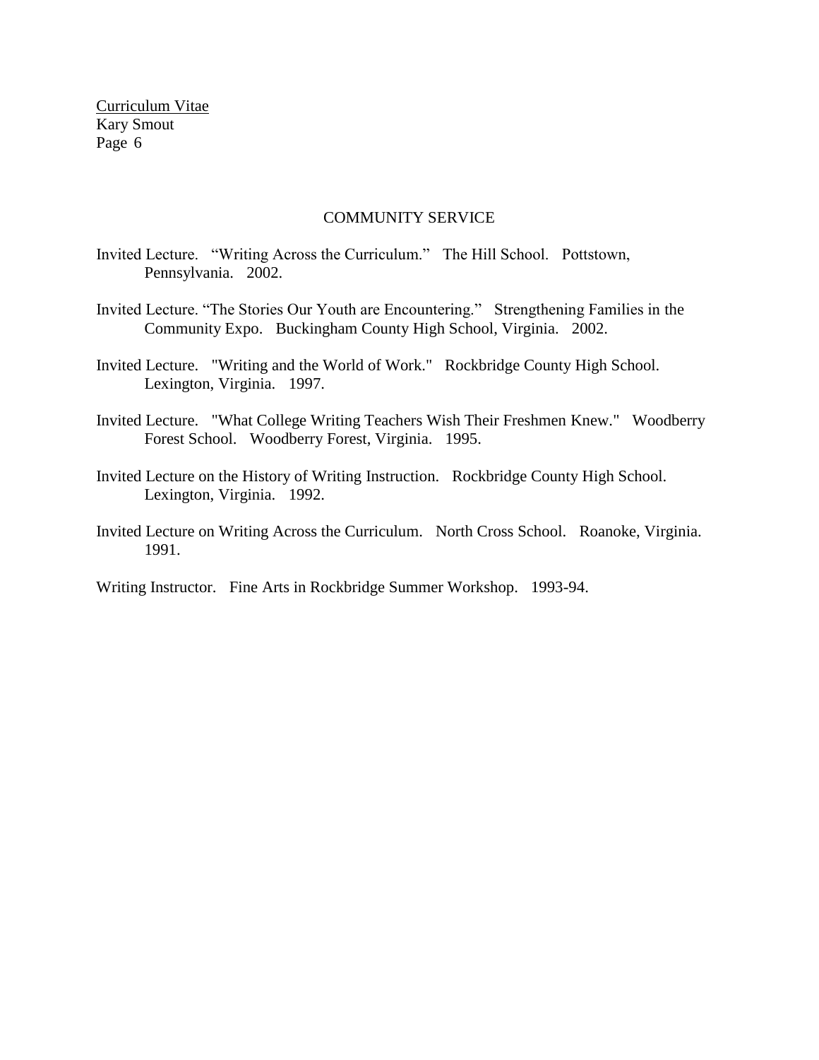## COMMUNITY SERVICE

Invited Lecture. "Writing Across the Curriculum." The Hill School. Pottstown, Pennsylvania. 2002.

Invited Lecture. "The Stories Our Youth are Encountering." Strengthening Families in the Community Expo. Buckingham County High School, Virginia. 2002.

Invited Lecture. "Writing and the World of Work." Rockbridge County High School. Lexington, Virginia. 1997.

Invited Lecture. "What College Writing Teachers Wish Their Freshmen Knew." Woodberry Forest School. Woodberry Forest, Virginia. 1995.

Invited Lecture on the History of Writing Instruction. Rockbridge County High School. Lexington, Virginia. 1992.

Invited Lecture on Writing Across the Curriculum. North Cross School. Roanoke, Virginia. 1991.

Writing Instructor. Fine Arts in Rockbridge Summer Workshop. 1993-94.